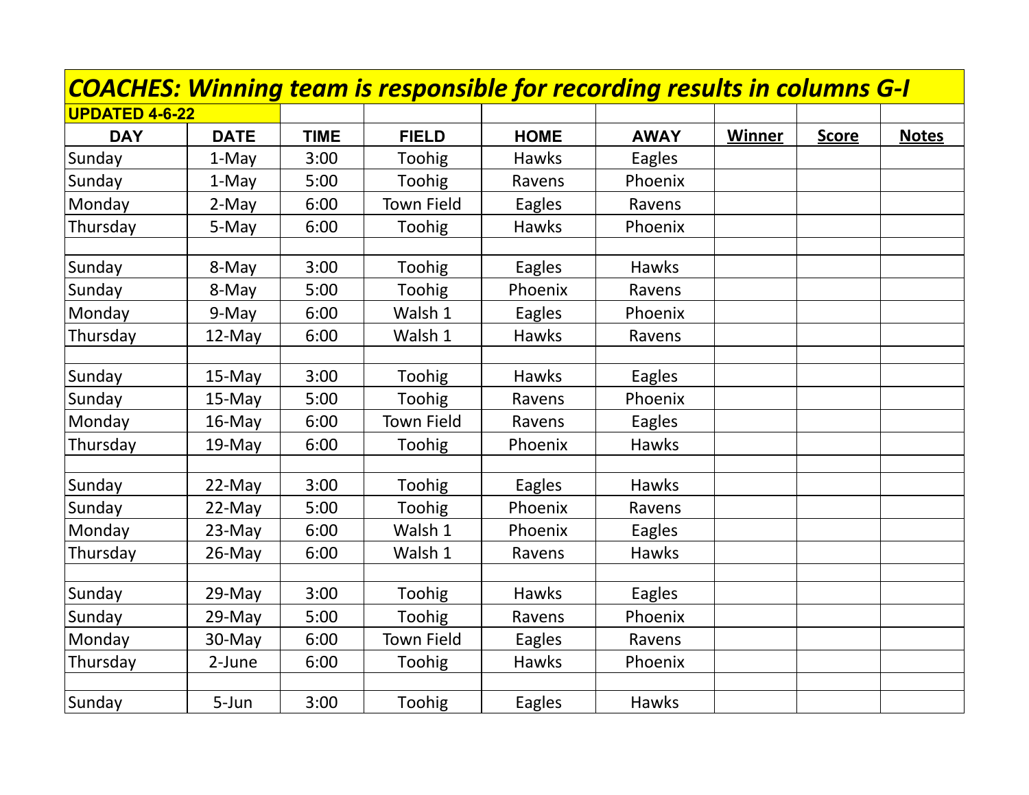***COACHES: Winning team is responsible for recording results in columns G-I***

**UPDATED 4-6-22**

| DAY | DATE | TIME | FIELD | HOME | AWAY | Winner | Score | Notes |
|---|---|---|---|---|---|---|---|---|
| Sunday | 1-May | 3:00 | Toohig | Hawks | Eagles | | | |
| Sunday | 1-May | 5:00 | Toohig | Ravens | Phoenix | | | |
| Monday | 2-May | 6:00 | Town Field | Eagles | Ravens | | | |
| Thursday | 5-May | 6:00 | Toohig | Hawks | Phoenix | | | |
| | | | | | | | | |
| Sunday | 8-May | 3:00 | Toohig | Eagles | Hawks | | | |
| Sunday | 8-May | 5:00 | Toohig | Phoenix | Ravens | | | |
| Monday | 9-May | 6:00 | Walsh 1 | Eagles | Phoenix | | | |
| Thursday | 12-May | 6:00 | Walsh 1 | Hawks | Ravens | | | |
| | | | | | | | | |
| Sunday | 15-May | 3:00 | Toohig | Hawks | Eagles | | | |
| Sunday | 15-May | 5:00 | Toohig | Ravens | Phoenix | | | |
| Monday | 16-May | 6:00 | Town Field | Ravens | Eagles | | | |
| Thursday | 19-May | 6:00 | Toohig | Phoenix | Hawks | | | |
| | | | | | | | | |
| Sunday | 22-May | 3:00 | Toohig | Eagles | Hawks | | | |
| Sunday | 22-May | 5:00 | Toohig | Phoenix | Ravens | | | |
| Monday | 23-May | 6:00 | Walsh 1 | Phoenix | Eagles | | | |
| Thursday | 26-May | 6:00 | Walsh 1 | Ravens | Hawks | | | |
| | | | | | | | | |
| Sunday | 29-May | 3:00 | Toohig | Hawks | Eagles | | | |
| Sunday | 29-May | 5:00 | Toohig | Ravens | Phoenix | | | |
| Monday | 30-May | 6:00 | Town Field | Eagles | Ravens | | | |
| Thursday | 2-June | 6:00 | Toohig | Hawks | Phoenix | | | |
| | | | | | | | | |
| Sunday | 5-Jun | 3:00 | Toohig | Eagles | Hawks | | | |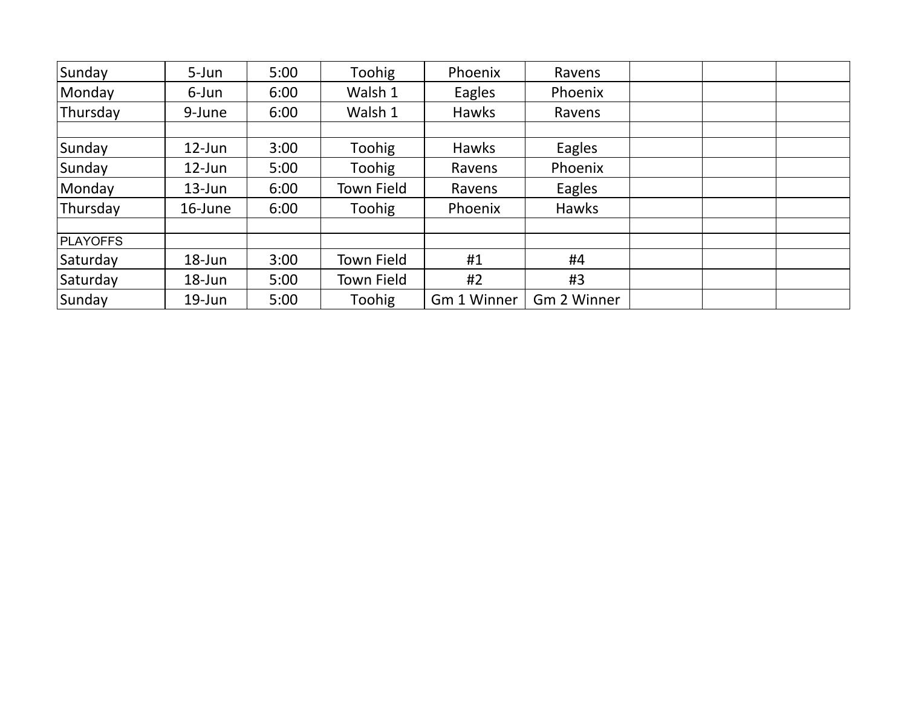| | | | | | | | | |
|---|---|---|---|---|---|---|---|---|
| Sunday | 5-Jun | 5:00 | Toohig | Phoenix | Ravens | | | |
| Monday | 6-Jun | 6:00 | Walsh 1 | Eagles | Phoenix | | | |
| Thursday | 9-June | 6:00 | Walsh 1 | Hawks | Ravens | | | |
| | | | | | | | | |
| Sunday | 12-Jun | 3:00 | Toohig | Hawks | Eagles | | | |
| Sunday | 12-Jun | 5:00 | Toohig | Ravens | Phoenix | | | |
| Monday | 13-Jun | 6:00 | Town Field | Ravens | Eagles | | | |
| Thursday | 16-June | 6:00 | Toohig | Phoenix | Hawks | | | |
| | | | | | | | | |
| PLAYOFFS | | | | | | | | |
| Saturday | 18-Jun | 3:00 | Town Field | #1 | #4 | | | |
| Saturday | 18-Jun | 5:00 | Town Field | #2 | #3 | | | |
| Sunday | 19-Jun | 5:00 | Toohig | Gm 1 Winner | Gm 2 Winner | | | |